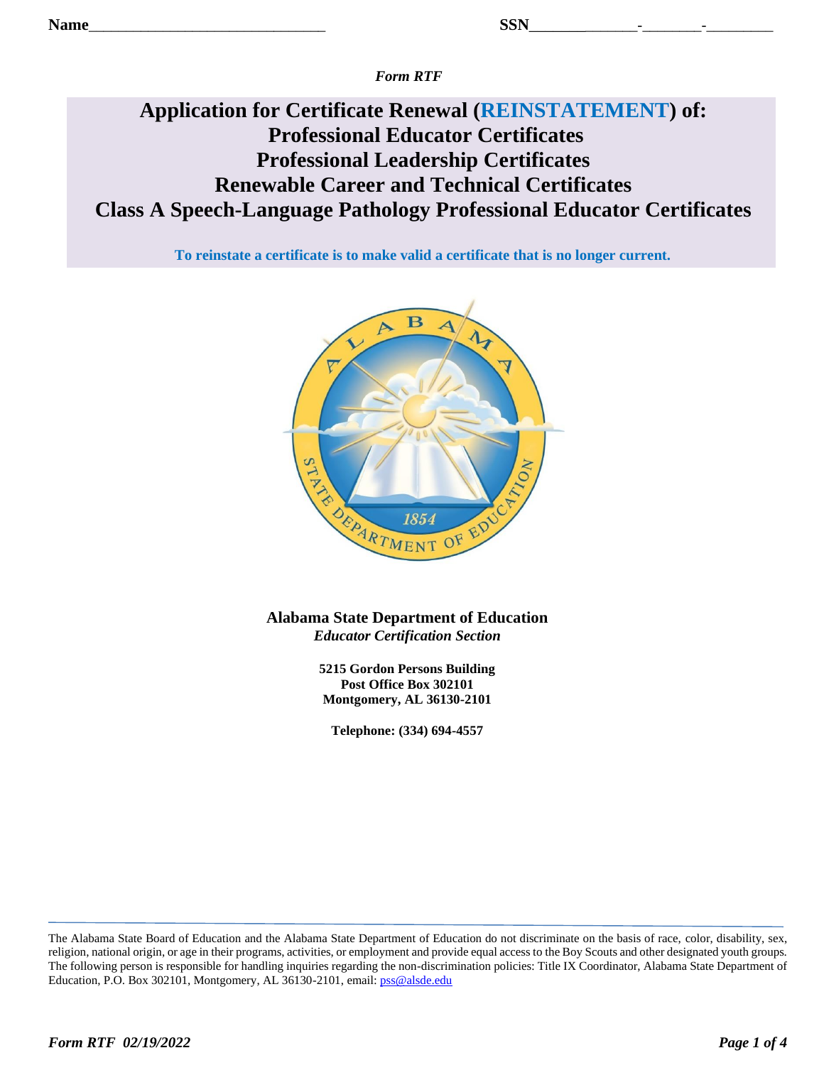Name______________________________ SSN_____________-_______-________

*Form RTF*

# Application for Certificate Renewal (REINSTATEMENT) of:
# Professional Educator Certificates
# Professional Leadership Certificates
# Renewable Career and Technical Certificates
# Class A Speech-Language Pathology Professional Educator Certificates

**To reinstate a certificate is to make valid a certificate that is no longer current.**

**Alabama State Department of Education**
***Educator Certification Section***

**5215 Gordon Persons Building**
**Post Office Box 302101**
**Montgomery, AL 36130-2101**

**Telephone: (334) 694-4557**

The Alabama State Board of Education and the Alabama State Department of Education do not discriminate on the basis of race, color, disability, sex, religion, national origin, or age in their programs, activities, or employment and provide equal access to the Boy Scouts and other designated youth groups. The following person is responsible for handling inquiries regarding the non-discrimination policies: Title IX Coordinator, Alabama State Department of Education, P.O. Box 302101, Montgomery, AL 36130-2101, email: pss@alsde.edu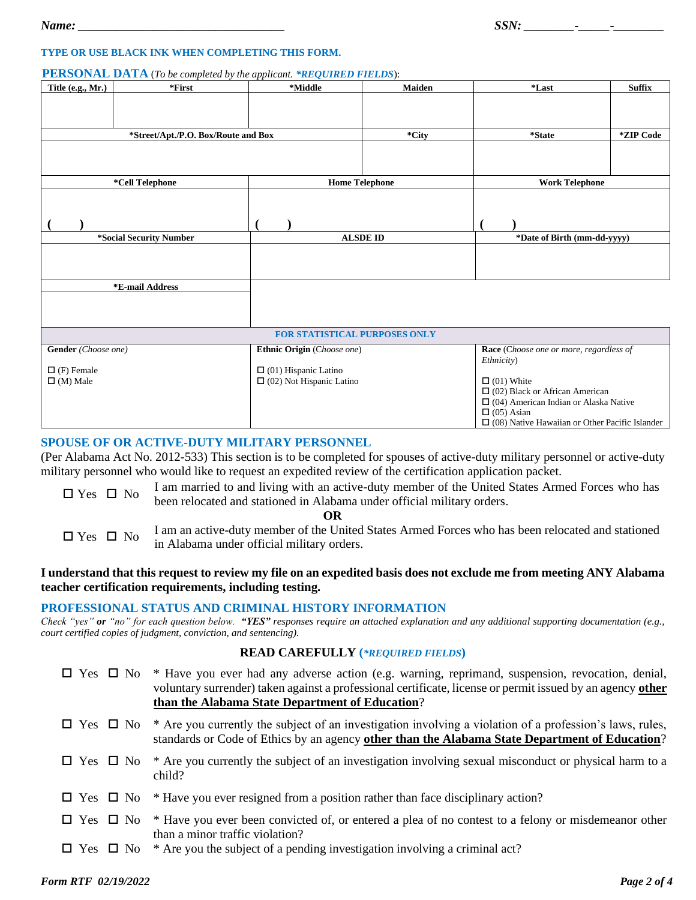Name: ________________________________ SSN: ________-_____-________

**TYPE OR USE BLACK INK WHEN COMPLETING THIS FORM.**

## PERSONAL DATA (*To be completed by the applicant. *REQUIRED FIELDS*):

| Title (e.g., Mr.) | *First | *Middle | Maiden | *Last | Suffix |
|---|---|---|---|---|---|
| | | | | | |

| *Street/Apt./P.O. Box/Route and Box | *City | *State | *ZIP Code |
|---|---|---|---|
| | | | |

| *Cell Telephone | Home Telephone | Work Telephone |
|---|---|---|
| (   ) | (   ) | (   ) |

| *Social Security Number | ALSDE ID | *Date of Birth (mm-dd-yyyy) |
|---|---|---|
| | | |

| *E-mail Address |
|---|
| |

**FOR STATISTICAL PURPOSES ONLY**

| **Gender** (*Choose one*) | **Ethnic Origin** (*Choose one*) | **Race** (*Choose one or more, regardless of Ethnicity*) |
|---|---|---|
| ☐ (F) Female<br>☐ (M) Male | ☐ (01) Hispanic Latino<br>☐ (02) Not Hispanic Latino | ☐ (01) White<br>☐ (02) Black or African American<br>☐ (04) American Indian or Alaska Native<br>☐ (05) Asian<br>☐ (08) Native Hawaiian or Other Pacific Islander |

## SPOUSE OF OR ACTIVE-DUTY MILITARY PERSONNEL

(Per Alabama Act No. 2012-533) This section is to be completed for spouses of active-duty military personnel or active-duty military personnel who would like to request an expedited review of the certification application packet.

☐ Yes ☐ No I am married to and living with an active-duty member of the United States Armed Forces who has been relocated and stationed in Alabama under official military orders.

**OR**

☐ Yes ☐ No I am an active-duty member of the United States Armed Forces who has been relocated and stationed in Alabama under official military orders.

**I understand that this request to review my file on an expedited basis does not exclude me from meeting ANY Alabama teacher certification requirements, including testing.**

## PROFESSIONAL STATUS AND CRIMINAL HISTORY INFORMATION

*Check "yes" **or** "no" for each question below. **"YES"** responses require an attached explanation and any additional supporting documentation (e.g., court certified copies of judgment, conviction, and sentencing).*

### READ CAREFULLY (*\*REQUIRED FIELDS*)

☐ Yes ☐ No * Have you ever had any adverse action (e.g. warning, reprimand, suspension, revocation, denial, voluntary surrender) taken against a professional certificate, license or permit issued by an agency **other than the Alabama State Department of Education**?

☐ Yes ☐ No * Are you currently the subject of an investigation involving a violation of a profession's laws, rules, standards or Code of Ethics by an agency **other than the Alabama State Department of Education**?

☐ Yes ☐ No * Are you currently the subject of an investigation involving sexual misconduct or physical harm to a child?

☐ Yes ☐ No * Have you ever resigned from a position rather than face disciplinary action?

☐ Yes ☐ No * Have you ever been convicted of, or entered a plea of no contest to a felony or misdemeanor other than a minor traffic violation?

☐ Yes ☐ No * Are you the subject of a pending investigation involving a criminal act?

*Form RTF 02/19/2022*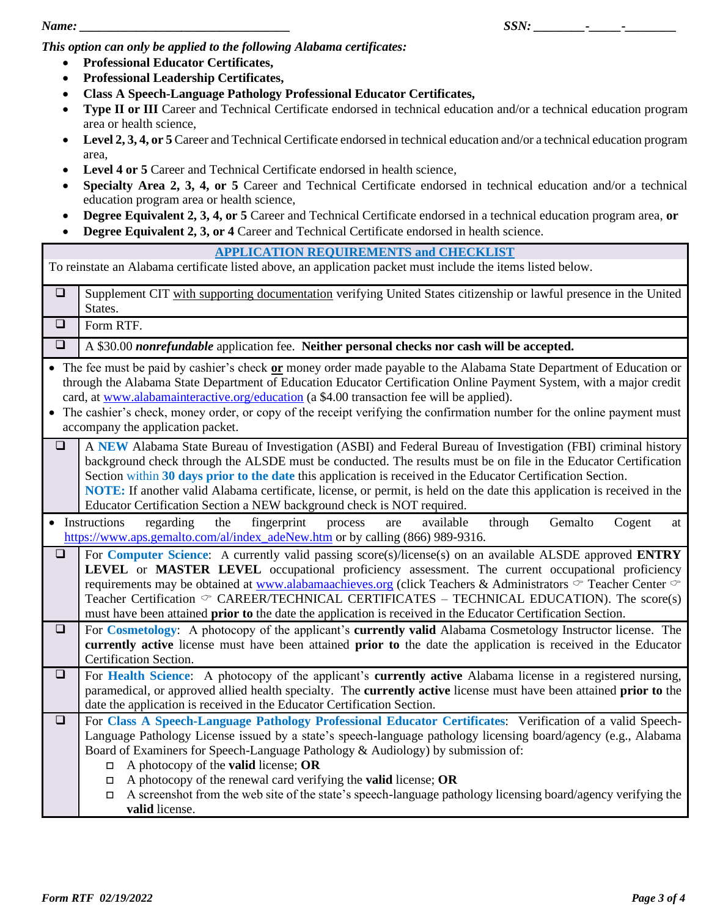**Name:** ______________________________ **SSN:** ________-_____-________

***This option can only be applied to the following Alabama certificates:***

- **Professional Educator Certificates,**
- **Professional Leadership Certificates,**
- **Class A Speech-Language Pathology Professional Educator Certificates,**
- **Type II or III** Career and Technical Certificate endorsed in technical education and/or a technical education program area or health science,
- **Level 2, 3, 4, or 5** Career and Technical Certificate endorsed in technical education and/or a technical education program area,
- **Level 4 or 5** Career and Technical Certificate endorsed in health science,
- **Specialty Area 2, 3, 4, or 5** Career and Technical Certificate endorsed in technical education and/or a technical education program area or health science,
- **Degree Equivalent 2, 3, 4, or 5** Career and Technical Certificate endorsed in a technical education program area, **or**
- **Degree Equivalent 2, 3, or 4** Career and Technical Certificate endorsed in health science.

## APPLICATION REQUIREMENTS and CHECKLIST

To reinstate an Alabama certificate listed above, an application packet must include the items listed below.

- ☐ Supplement CIT with supporting documentation verifying United States citizenship or lawful presence in the United States.
- ☐ Form RTF.
- ☐ A $30.00 ***nonrefundable*** application fee. **Neither personal checks nor cash will be accepted.**
  - The fee must be paid by cashier's check **or** money order made payable to the Alabama State Department of Education or through the Alabama State Department of Education Educator Certification Online Payment System, with a major credit card, at www.alabamainteractive.org/education (a $4.00 transaction fee will be applied).
  - The cashier's check, money order, or copy of the receipt verifying the confirmation number for the online payment must accompany the application packet.
- ☐ A **NEW** Alabama State Bureau of Investigation (ASBI) and Federal Bureau of Investigation (FBI) criminal history background check through the ALSDE must be conducted. The results must be on file in the Educator Certification Section within **30 days prior to the date** this application is received in the Educator Certification Section.
  **NOTE:** If another valid Alabama certificate, license, or permit, is held on the date this application is received in the Educator Certification Section a NEW background check is NOT required.
  - Instructions regarding the fingerprint process are available through Gemalto Cogent at https://www.aps.gemalto.com/al/index_adeNew.htm or by calling (866) 989-9316.
- ☐ For **Computer Science**: A currently valid passing score(s)/license(s) on an available ALSDE approved **ENTRY LEVEL** or **MASTER LEVEL** occupational proficiency assessment. The current occupational proficiency requirements may be obtained at www.alabamaachieves.org (click Teachers & Administrators ☞ Teacher Center ☞ Teacher Certification ☞ CAREER/TECHNICAL CERTIFICATES – TECHNICAL EDUCATION). The score(s) must have been attained **prior to** the date the application is received in the Educator Certification Section.
- ☐ For **Cosmetology**: A photocopy of the applicant's **currently valid** Alabama Cosmetology Instructor license. The **currently active** license must have been attained **prior to** the date the application is received in the Educator Certification Section.
- ☐ For **Health Science**: A photocopy of the applicant's **currently active** Alabama license in a registered nursing, paramedical, or approved allied health specialty. The **currently active** license must have been attained **prior to** the date the application is received in the Educator Certification Section.
- ☐ For **Class A Speech-Language Pathology Professional Educator Certificates**: Verification of a valid Speech-Language Pathology License issued by a state's speech-language pathology licensing board/agency (e.g., Alabama Board of Examiners for Speech-Language Pathology & Audiology) by submission of:
  - ☐ A photocopy of the **valid** license; **OR**
  - ☐ A photocopy of the renewal card verifying the **valid** license; **OR**
  - ☐ A screenshot from the web site of the state's speech-language pathology licensing board/agency verifying the **valid** license.

*Form RTF 02/19/2022*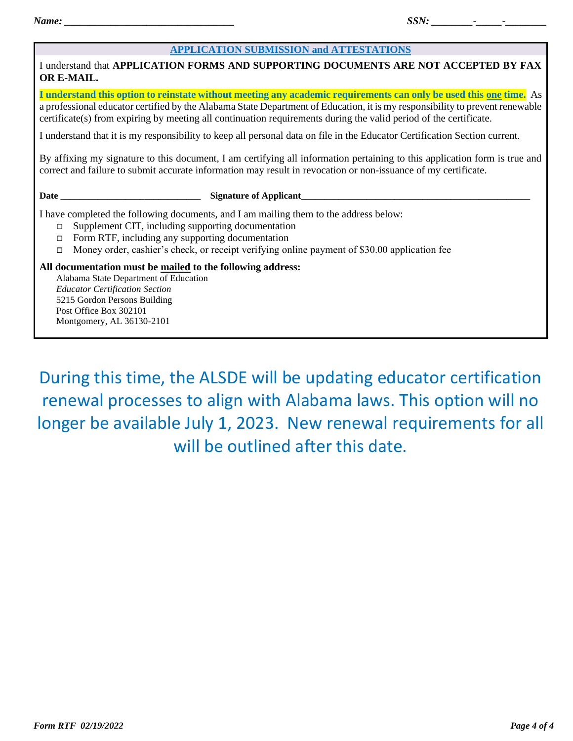**Name:** ________________________________ **SSN:** ________-_____-________

## APPLICATION SUBMISSION and ATTESTATIONS

I understand that **APPLICATION FORMS AND SUPPORTING DOCUMENTS ARE NOT ACCEPTED BY FAX OR E-MAIL.**

**I understand this option to reinstate without meeting any academic requirements can only be used this one time.** As a professional educator certified by the Alabama State Department of Education, it is my responsibility to prevent renewable certificate(s) from expiring by meeting all continuation requirements during the valid period of the certificate.

I understand that it is my responsibility to keep all personal data on file in the Educator Certification Section current.

By affixing my signature to this document, I am certifying all information pertaining to this application form is true and correct and failure to submit accurate information may result in revocation or non-issuance of my certificate.

**Date** ____________________________ **Signature of Applicant**______________________________________________

I have completed the following documents, and I am mailing them to the address below:

- ☐ Supplement CIT, including supporting documentation
- ☐ Form RTF, including any supporting documentation
- ☐ Money order, cashier's check, or receipt verifying online payment of $30.00 application fee

**All documentation must be mailed to the following address:**

Alabama State Department of Education
*Educator Certification Section*
5215 Gordon Persons Building
Post Office Box 302101
Montgomery, AL 36130-2101

During this time, the ALSDE will be updating educator certification renewal processes to align with Alabama laws. This option will no longer be available July 1, 2023. New renewal requirements for all will be outlined after this date.

*Form RTF 02/19/2022*